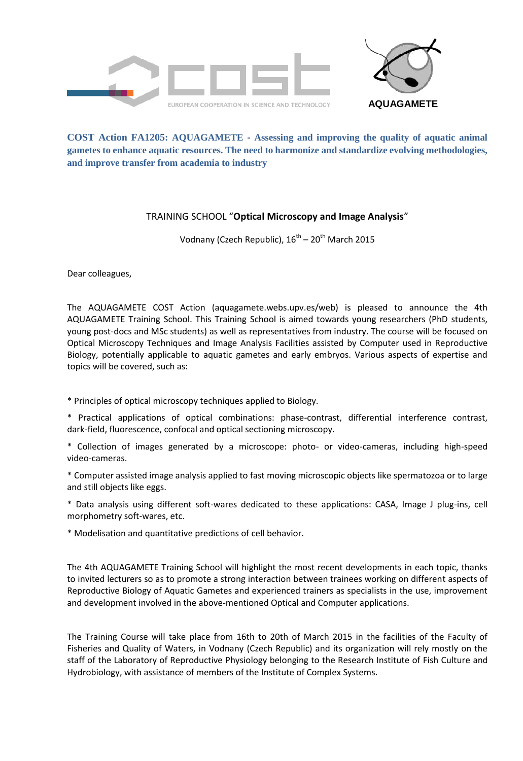EUROPEAN COOPERATION IN SCIENCE AND TECHNOLOGY

AQUAGAMETE

**COST Action FA1205: AQUAGAMETE - Assessing and improving the quality of aquatic animal gametes to enhance aquatic resources. The need to harmonize and standardize evolving methodologies, and improve transfer from academia to industry**

TRAINING SCHOOL "**Optical Microscopy and Image Analysis**"

Vodnany (Czech Republic), 16[th] – 20[th] March 2015

Dear colleagues,

The AQUAGAMETE COST Action (aquagamete.webs.upv.es/web) is pleased to announce the 4th AQUAGAMETE Training School. This Training School is aimed towards young researchers (PhD students, young post-docs and MSc students) as well as representatives from industry. The course will be focused on Optical Microscopy Techniques and Image Analysis Facilities assisted by Computer used in Reproductive Biology, potentially applicable to aquatic gametes and early embryos. Various aspects of expertise and topics will be covered, such as:

* Principles of optical microscopy techniques applied to Biology.

* Practical applications of optical combinations: phase-contrast, differential interference contrast, dark-field, fluorescence, confocal and optical sectioning microscopy.

* Collection of images generated by a microscope: photo- or video-cameras, including high-speed video-cameras.

* Computer assisted image analysis applied to fast moving microscopic objects like spermatozoa or to large and still objects like eggs.

* Data analysis using different soft-wares dedicated to these applications: CASA, Image J plug-ins, cell morphometry soft-wares, etc.

* Modelisation and quantitative predictions of cell behavior.

The 4th AQUAGAMETE Training School will highlight the most recent developments in each topic, thanks to invited lecturers so as to promote a strong interaction between trainees working on different aspects of Reproductive Biology of Aquatic Gametes and experienced trainers as specialists in the use, improvement and development involved in the above-mentioned Optical and Computer applications.

The Training Course will take place from 16th to 20th of March 2015 in the facilities of the Faculty of Fisheries and Quality of Waters, in Vodnany (Czech Republic) and its organization will rely mostly on the staff of the Laboratory of Reproductive Physiology belonging to the Research Institute of Fish Culture and Hydrobiology, with assistance of members of the Institute of Complex Systems.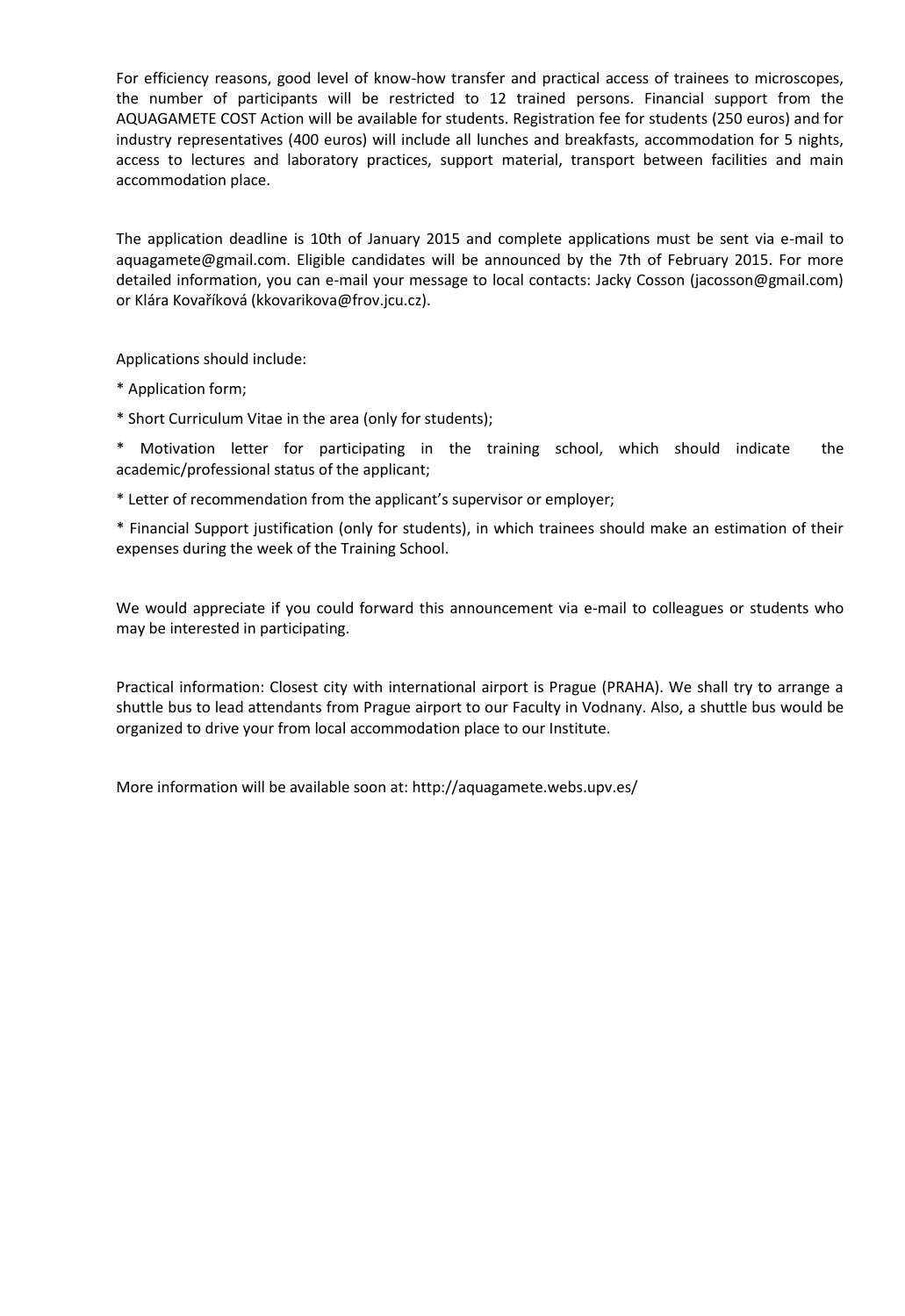For efficiency reasons, good level of know-how transfer and practical access of trainees to microscopes, the number of participants will be restricted to 12 trained persons. Financial support from the AQUAGAMETE COST Action will be available for students. Registration fee for students (250 euros) and for industry representatives (400 euros) will include all lunches and breakfasts, accommodation for 5 nights, access to lectures and laboratory practices, support material, transport between facilities and main accommodation place.

The application deadline is 10th of January 2015 and complete applications must be sent via e-mail to aquagamete@gmail.com. Eligible candidates will be announced by the 7th of February 2015. For more detailed information, you can e-mail your message to local contacts: Jacky Cosson (jacosson@gmail.com) or Klára Kovaříková (kkovarikova@frov.jcu.cz).

Applications should include:

* Application form;

* Short Curriculum Vitae in the area (only for students);

* Motivation letter for participating in the training school, which should indicate the academic/professional status of the applicant;

* Letter of recommendation from the applicant's supervisor or employer;

* Financial Support justification (only for students), in which trainees should make an estimation of their expenses during the week of the Training School.

We would appreciate if you could forward this announcement via e-mail to colleagues or students who may be interested in participating.

Practical information: Closest city with international airport is Prague (PRAHA). We shall try to arrange a shuttle bus to lead attendants from Prague airport to our Faculty in Vodnany. Also, a shuttle bus would be organized to drive your from local accommodation place to our Institute.

More information will be available soon at: http://aquagamete.webs.upv.es/